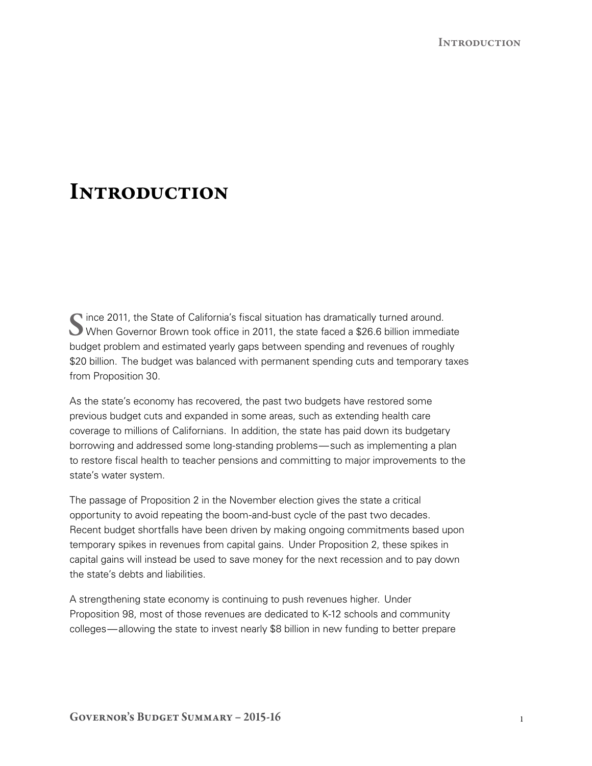# Introduction

Since 2011, the State of California's fiscal situation has dramatically turned around. When Governor Brown took office in 2011, the state faced a $26.6 billion immediate budget problem and estimated yearly gaps between spending and revenues of roughly $20 billion. The budget was balanced with permanent spending cuts and temporary taxes from Proposition 30.

As the state's economy has recovered, the past two budgets have restored some previous budget cuts and expanded in some areas, such as extending health care coverage to millions of Californians. In addition, the state has paid down its budgetary borrowing and addressed some long-standing problems—such as implementing a plan to restore fiscal health to teacher pensions and committing to major improvements to the state's water system.

The passage of Proposition 2 in the November election gives the state a critical opportunity to avoid repeating the boom-and-bust cycle of the past two decades. Recent budget shortfalls have been driven by making ongoing commitments based upon temporary spikes in revenues from capital gains. Under Proposition 2, these spikes in capital gains will instead be used to save money for the next recession and to pay down the state's debts and liabilities.

A strengthening state economy is continuing to push revenues higher. Under Proposition 98, most of those revenues are dedicated to K-12 schools and community colleges—allowing the state to invest nearly $8 billion in new funding to better prepare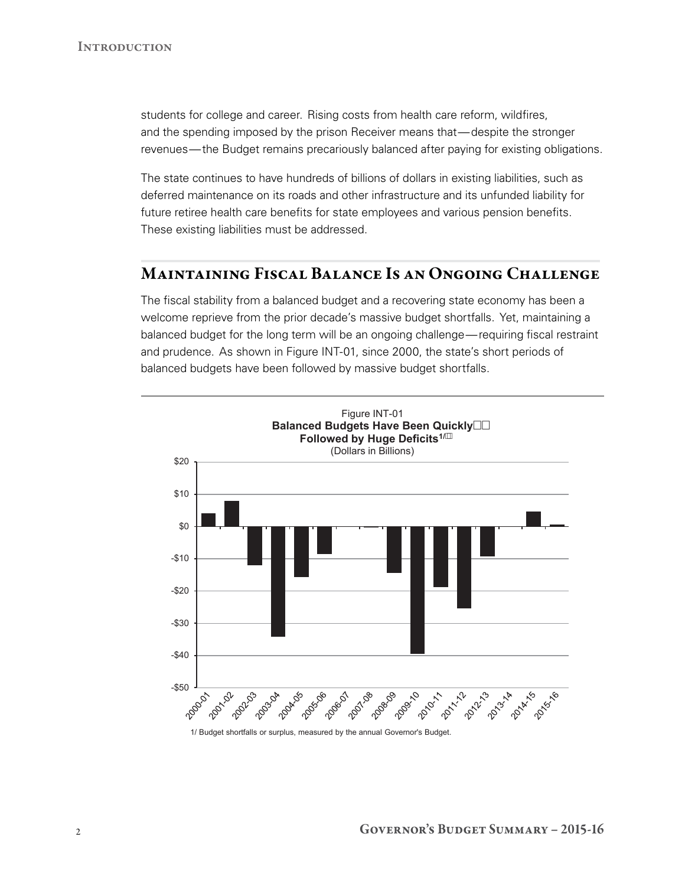students for college and career. Rising costs from health care reform, wildfires, and the spending imposed by the prison Receiver means that—despite the stronger revenues—the Budget remains precariously balanced after paying for existing obligations.

The state continues to have hundreds of billions of dollars in existing liabilities, such as deferred maintenance on its roads and other infrastructure and its unfunded liability for future retiree health care benefits for state employees and various pension benefits. These existing liabilities must be addressed.

## Maintaining Fiscal Balance Is an Ongoing Challenge

The fiscal stability from a balanced budget and a recovering state economy has been a welcome reprieve from the prior decade's massive budget shortfalls. Yet, maintaining a balanced budget for the long term will be an ongoing challenge—requiring fiscal restraint and prudence. As shown in Figure INT-01, since 2000, the state's short periods of balanced budgets have been followed by massive budget shortfalls.

Figure INT-01
**Balanced Budgets Have Been Quickly Followed by Huge Deficits**[1/]
(Dollars in Billions)

1/ Budget shortfalls or surplus, measured by the annual Governor's Budget.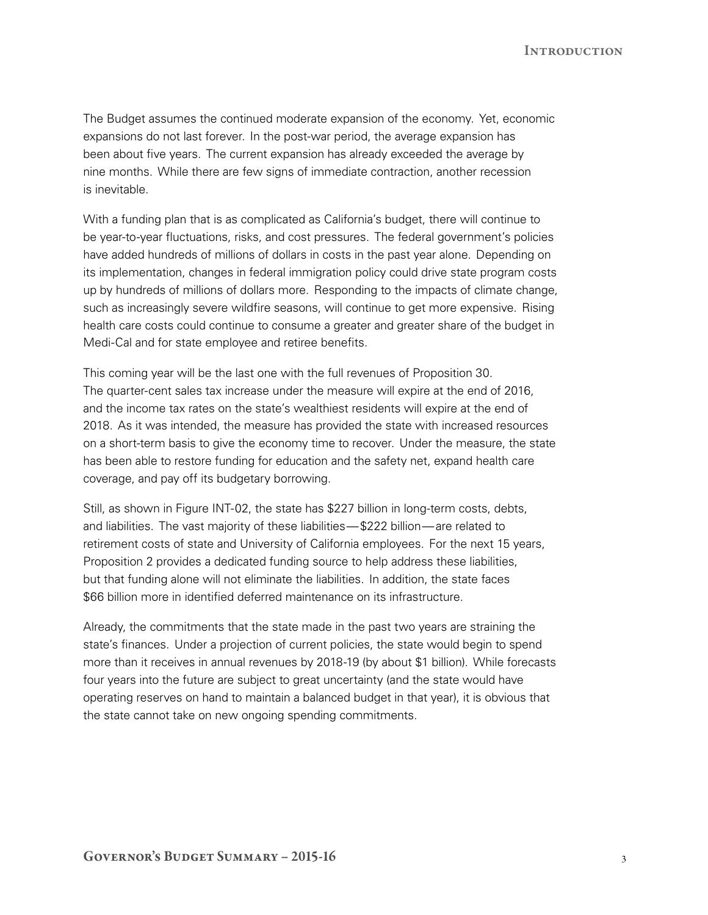The Budget assumes the continued moderate expansion of the economy. Yet, economic expansions do not last forever. In the post-war period, the average expansion has been about five years. The current expansion has already exceeded the average by nine months. While there are few signs of immediate contraction, another recession is inevitable.

With a funding plan that is as complicated as California's budget, there will continue to be year-to-year fluctuations, risks, and cost pressures. The federal government's policies have added hundreds of millions of dollars in costs in the past year alone. Depending on its implementation, changes in federal immigration policy could drive state program costs up by hundreds of millions of dollars more. Responding to the impacts of climate change, such as increasingly severe wildfire seasons, will continue to get more expensive. Rising health care costs could continue to consume a greater and greater share of the budget in Medi-Cal and for state employee and retiree benefits.

This coming year will be the last one with the full revenues of Proposition 30. The quarter-cent sales tax increase under the measure will expire at the end of 2016, and the income tax rates on the state's wealthiest residents will expire at the end of 2018. As it was intended, the measure has provided the state with increased resources on a short-term basis to give the economy time to recover. Under the measure, the state has been able to restore funding for education and the safety net, expand health care coverage, and pay off its budgetary borrowing.

Still, as shown in Figure INT-02, the state has $227 billion in long-term costs, debts, and liabilities. The vast majority of these liabilities — $222 billion — are related to retirement costs of state and University of California employees. For the next 15 years, Proposition 2 provides a dedicated funding source to help address these liabilities, but that funding alone will not eliminate the liabilities. In addition, the state faces $66 billion more in identified deferred maintenance on its infrastructure.

Already, the commitments that the state made in the past two years are straining the state's finances. Under a projection of current policies, the state would begin to spend more than it receives in annual revenues by 2018-19 (by about $1 billion). While forecasts four years into the future are subject to great uncertainty (and the state would have operating reserves on hand to maintain a balanced budget in that year), it is obvious that the state cannot take on new ongoing spending commitments.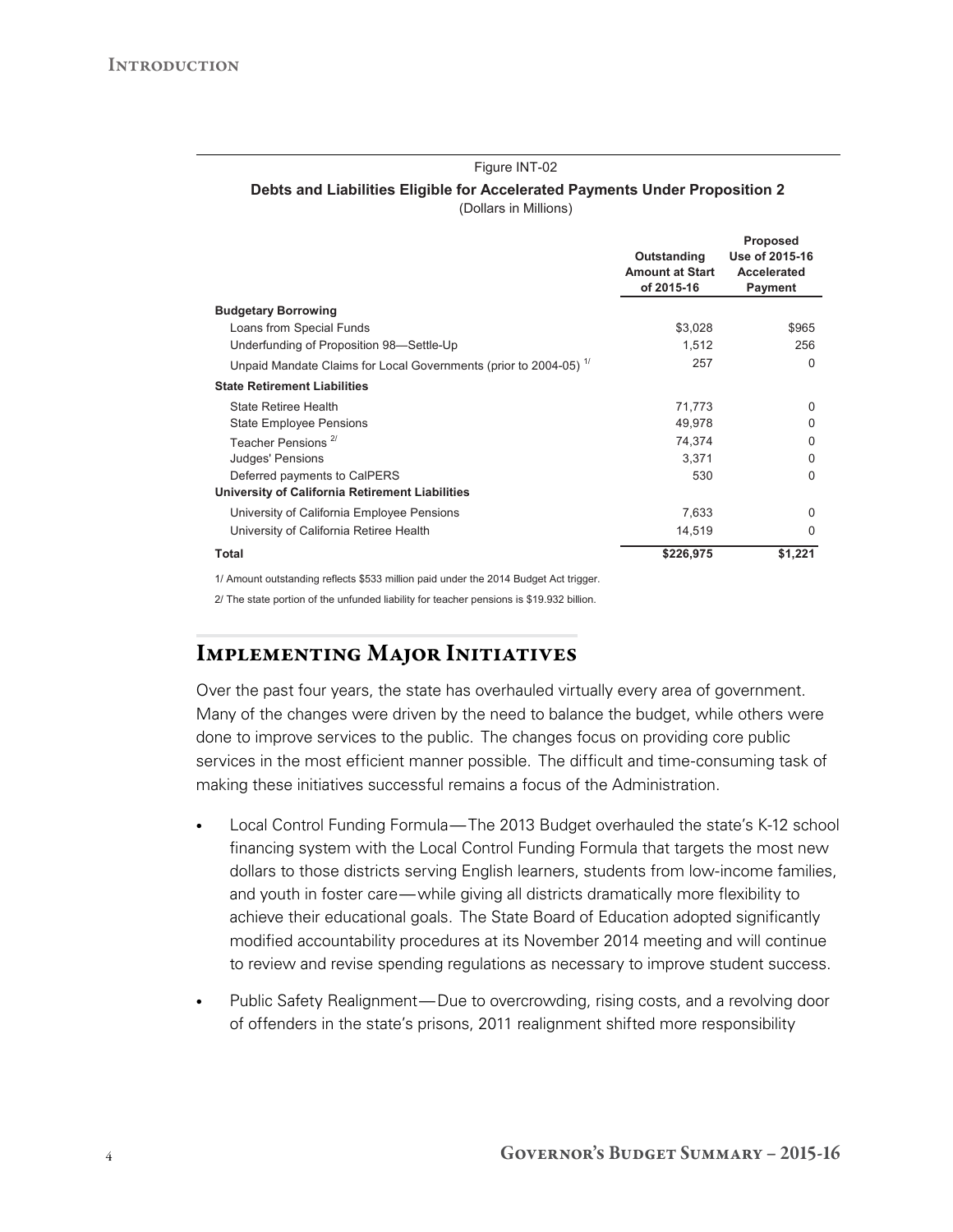Figure INT-02

**Debts and Liabilities Eligible for Accelerated Payments Under Proposition 2**
(Dollars in Millions)

| | Outstanding Amount at Start of 2015-16 | Proposed Use of 2015-16 Accelerated Payment |
|---|---|---|
| **Budgetary Borrowing** | | |
| Loans from Special Funds | $3,028 | $965 |
| Underfunding of Proposition 98—Settle-Up | 1,512 | 256 |
| Unpaid Mandate Claims for Local Governments (prior to 2004-05) [1/] | 257 | 0 |
| **State Retirement Liabilities** | | |
| State Retiree Health | 71,773 | 0 |
| State Employee Pensions | 49,978 | 0 |
| Teacher Pensions [2/] | 74,374 | 0 |
| Judges' Pensions | 3,371 | 0 |
| Deferred payments to CalPERS | 530 | 0 |
| **University of California Retirement Liabilities** | | |
| University of California Employee Pensions | 7,633 | 0 |
| University of California Retiree Health | 14,519 | 0 |
| **Total** | **$226,975** | **$1,221** |

1/ Amount outstanding reflects $533 million paid under the 2014 Budget Act trigger.

2/ The state portion of the unfunded liability for teacher pensions is $19.932 billion.

## Implementing Major Initiatives

Over the past four years, the state has overhauled virtually every area of government. Many of the changes were driven by the need to balance the budget, while others were done to improve services to the public. The changes focus on providing core public services in the most efficient manner possible. The difficult and time-consuming task of making these initiatives successful remains a focus of the Administration.

- Local Control Funding Formula—The 2013 Budget overhauled the state's K-12 school financing system with the Local Control Funding Formula that targets the most new dollars to those districts serving English learners, students from low-income families, and youth in foster care—while giving all districts dramatically more flexibility to achieve their educational goals. The State Board of Education adopted significantly modified accountability procedures at its November 2014 meeting and will continue to review and revise spending regulations as necessary to improve student success.
- Public Safety Realignment—Due to overcrowding, rising costs, and a revolving door of offenders in the state's prisons, 2011 realignment shifted more responsibility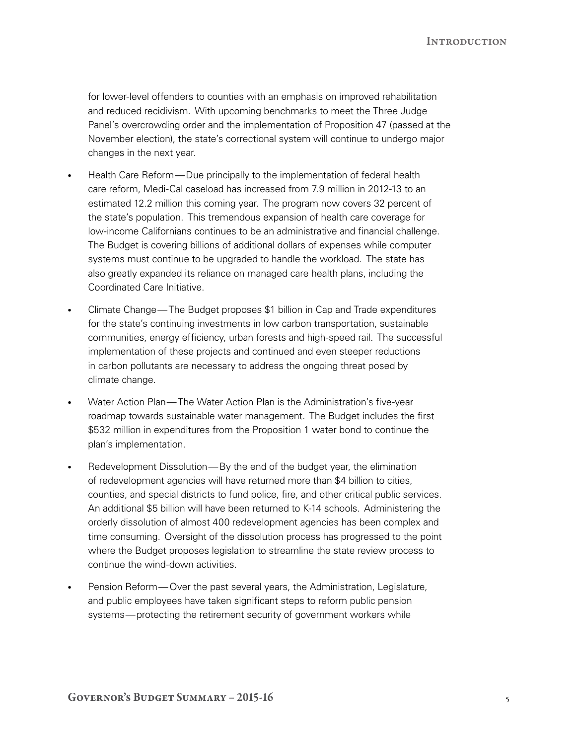for lower-level offenders to counties with an emphasis on improved rehabilitation and reduced recidivism. With upcoming benchmarks to meet the Three Judge Panel's overcrowding order and the implementation of Proposition 47 (passed at the November election), the state's correctional system will continue to undergo major changes in the next year.

- Health Care Reform — Due principally to the implementation of federal health care reform, Medi-Cal caseload has increased from 7.9 million in 2012-13 to an estimated 12.2 million this coming year. The program now covers 32 percent of the state's population. This tremendous expansion of health care coverage for low-income Californians continues to be an administrative and financial challenge. The Budget is covering billions of additional dollars of expenses while computer systems must continue to be upgraded to handle the workload. The state has also greatly expanded its reliance on managed care health plans, including the Coordinated Care Initiative.
- Climate Change — The Budget proposes $1 billion in Cap and Trade expenditures for the state's continuing investments in low carbon transportation, sustainable communities, energy efficiency, urban forests and high-speed rail. The successful implementation of these projects and continued and even steeper reductions in carbon pollutants are necessary to address the ongoing threat posed by climate change.
- Water Action Plan — The Water Action Plan is the Administration's five-year roadmap towards sustainable water management. The Budget includes the first $532 million in expenditures from the Proposition 1 water bond to continue the plan's implementation.
- Redevelopment Dissolution — By the end of the budget year, the elimination of redevelopment agencies will have returned more than $4 billion to cities, counties, and special districts to fund police, fire, and other critical public services. An additional $5 billion will have been returned to K-14 schools. Administering the orderly dissolution of almost 400 redevelopment agencies has been complex and time consuming. Oversight of the dissolution process has progressed to the point where the Budget proposes legislation to streamline the state review process to continue the wind-down activities.
- Pension Reform — Over the past several years, the Administration, Legislature, and public employees have taken significant steps to reform public pension systems — protecting the retirement security of government workers while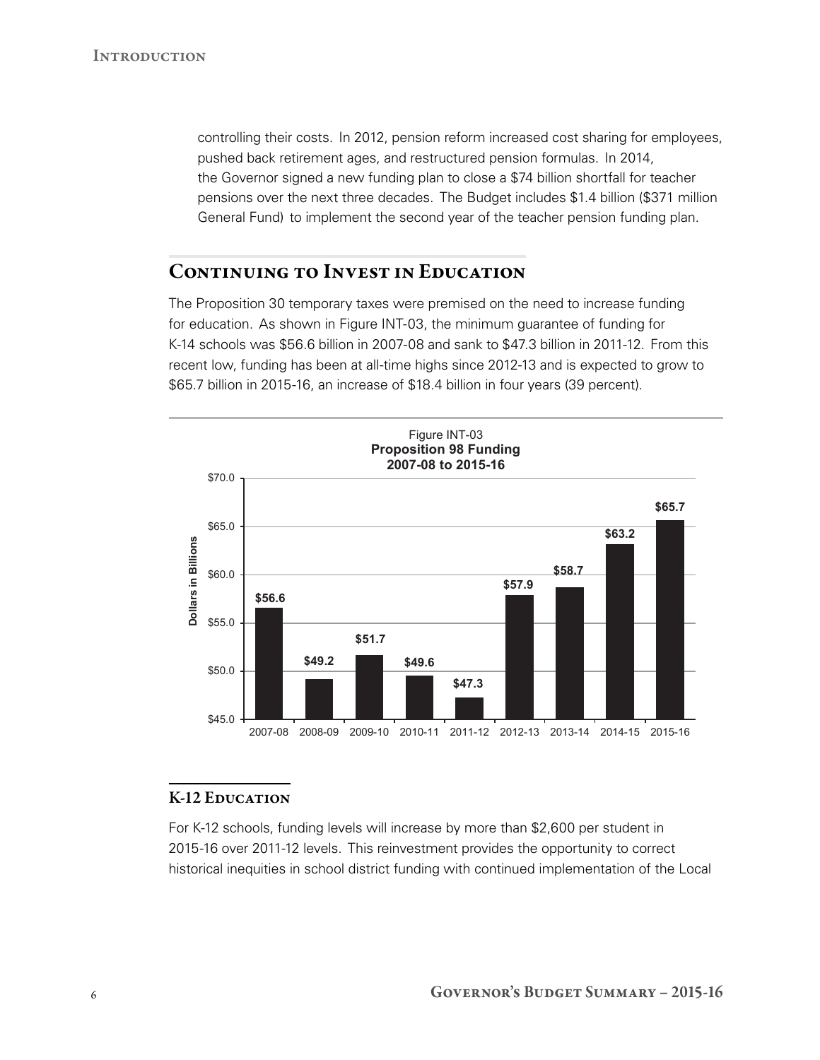controlling their costs. In 2012, pension reform increased cost sharing for employees, pushed back retirement ages, and restructured pension formulas. In 2014, the Governor signed a new funding plan to close a $74 billion shortfall for teacher pensions over the next three decades. The Budget includes $1.4 billion ($371 million General Fund) to implement the second year of the teacher pension funding plan.

## Continuing to Invest in Education

The Proposition 30 temporary taxes were premised on the need to increase funding for education. As shown in Figure INT-03, the minimum guarantee of funding for K-14 schools was $56.6 billion in 2007-08 and sank to $47.3 billion in 2011-12. From this recent low, funding has been at all-time highs since 2012-13 and is expected to grow to $65.7 billion in 2015-16, an increase of $18.4 billion in four years (39 percent).

Figure INT-03
**Proposition 98 Funding**
**2007-08 to 2015-16**

| Year | Dollars in Billions |
| --- | --- |
| 2007-08 | $56.6 |
| 2008-09 | $49.2 |
| 2009-10 | $51.7 |
| 2010-11 | $49.6 |
| 2011-12 | $47.3 |
| 2012-13 | $57.9 |
| 2013-14 | $58.7 |
| 2014-15 | $63.2 |
| 2015-16 | $65.7 |

### K-12 Education

For K-12 schools, funding levels will increase by more than $2,600 per student in 2015-16 over 2011-12 levels. This reinvestment provides the opportunity to correct historical inequities in school district funding with continued implementation of the Local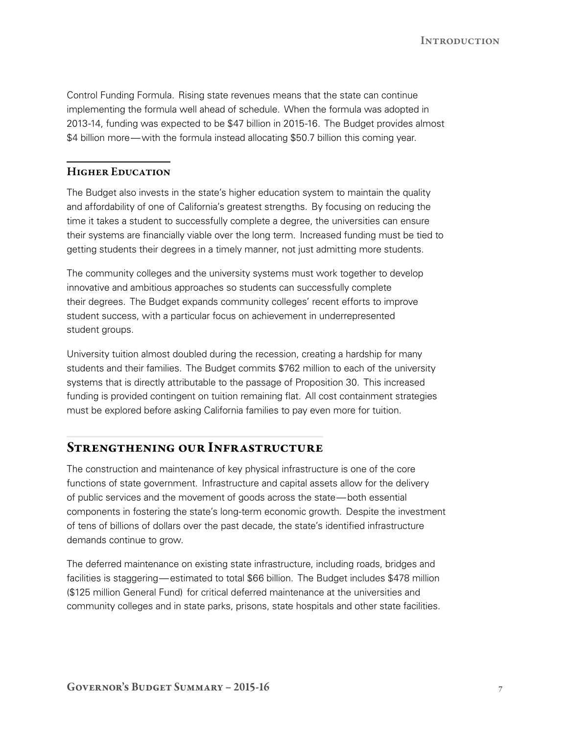Control Funding Formula. Rising state revenues means that the state can continue implementing the formula well ahead of schedule. When the formula was adopted in 2013-14, funding was expected to be $47 billion in 2015-16. The Budget provides almost $4 billion more—with the formula instead allocating $50.7 billion this coming year.

### Higher Education

The Budget also invests in the state's higher education system to maintain the quality and affordability of one of California's greatest strengths. By focusing on reducing the time it takes a student to successfully complete a degree, the universities can ensure their systems are financially viable over the long term. Increased funding must be tied to getting students their degrees in a timely manner, not just admitting more students.

The community colleges and the university systems must work together to develop innovative and ambitious approaches so students can successfully complete their degrees. The Budget expands community colleges' recent efforts to improve student success, with a particular focus on achievement in underrepresented student groups.

University tuition almost doubled during the recession, creating a hardship for many students and their families. The Budget commits $762 million to each of the university systems that is directly attributable to the passage of Proposition 30. This increased funding is provided contingent on tuition remaining flat. All cost containment strategies must be explored before asking California families to pay even more for tuition.

## Strengthening our Infrastructure

The construction and maintenance of key physical infrastructure is one of the core functions of state government. Infrastructure and capital assets allow for the delivery of public services and the movement of goods across the state—both essential components in fostering the state's long-term economic growth. Despite the investment of tens of billions of dollars over the past decade, the state's identified infrastructure demands continue to grow.

The deferred maintenance on existing state infrastructure, including roads, bridges and facilities is staggering—estimated to total $66 billion. The Budget includes $478 million ($125 million General Fund) for critical deferred maintenance at the universities and community colleges and in state parks, prisons, state hospitals and other state facilities.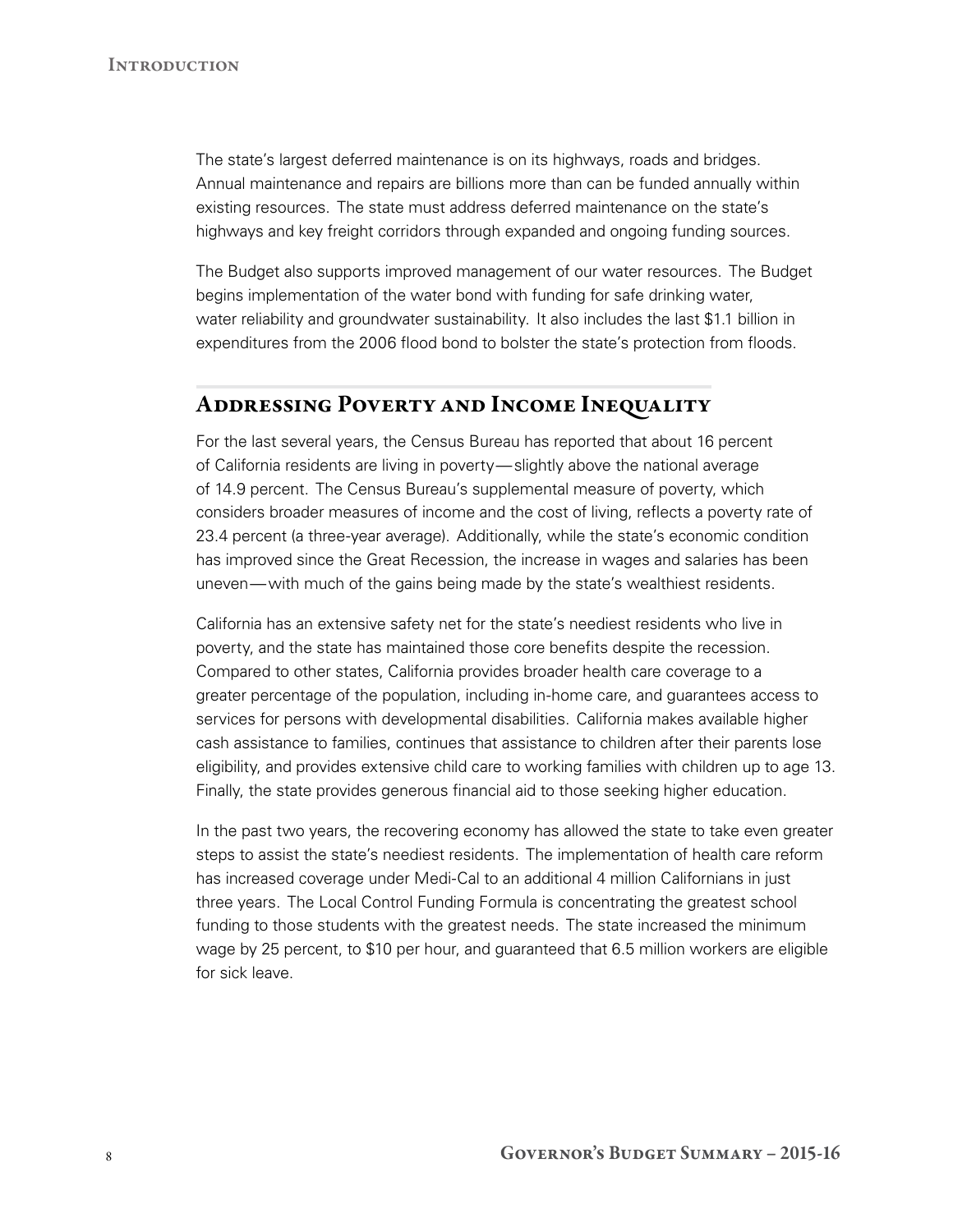The state's largest deferred maintenance is on its highways, roads and bridges. Annual maintenance and repairs are billions more than can be funded annually within existing resources. The state must address deferred maintenance on the state's highways and key freight corridors through expanded and ongoing funding sources.

The Budget also supports improved management of our water resources. The Budget begins implementation of the water bond with funding for safe drinking water, water reliability and groundwater sustainability. It also includes the last $1.1 billion in expenditures from the 2006 flood bond to bolster the state's protection from floods.

## Addressing Poverty and Income Inequality

For the last several years, the Census Bureau has reported that about 16 percent of California residents are living in poverty—slightly above the national average of 14.9 percent. The Census Bureau's supplemental measure of poverty, which considers broader measures of income and the cost of living, reflects a poverty rate of 23.4 percent (a three-year average). Additionally, while the state's economic condition has improved since the Great Recession, the increase in wages and salaries has been uneven—with much of the gains being made by the state's wealthiest residents.

California has an extensive safety net for the state's neediest residents who live in poverty, and the state has maintained those core benefits despite the recession. Compared to other states, California provides broader health care coverage to a greater percentage of the population, including in-home care, and guarantees access to services for persons with developmental disabilities. California makes available higher cash assistance to families, continues that assistance to children after their parents lose eligibility, and provides extensive child care to working families with children up to age 13. Finally, the state provides generous financial aid to those seeking higher education.

In the past two years, the recovering economy has allowed the state to take even greater steps to assist the state's neediest residents. The implementation of health care reform has increased coverage under Medi-Cal to an additional 4 million Californians in just three years. The Local Control Funding Formula is concentrating the greatest school funding to those students with the greatest needs. The state increased the minimum wage by 25 percent, to $10 per hour, and guaranteed that 6.5 million workers are eligible for sick leave.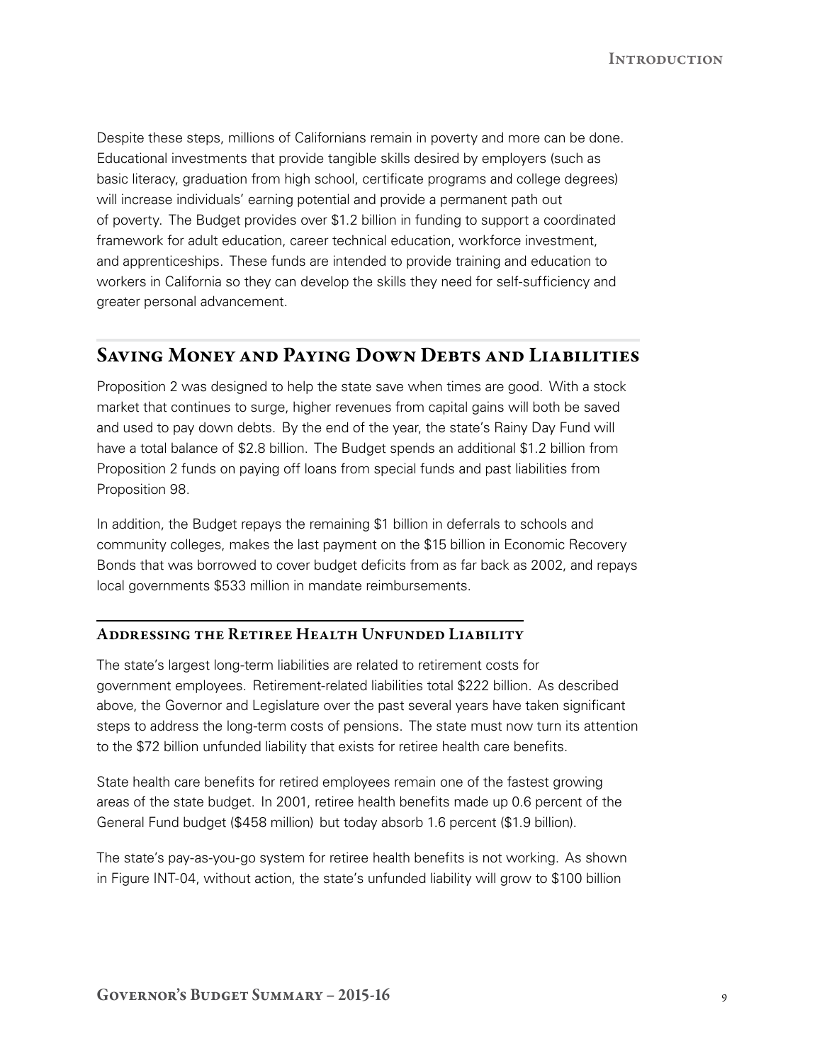Despite these steps, millions of Californians remain in poverty and more can be done. Educational investments that provide tangible skills desired by employers (such as basic literacy, graduation from high school, certificate programs and college degrees) will increase individuals' earning potential and provide a permanent path out of poverty. The Budget provides over $1.2 billion in funding to support a coordinated framework for adult education, career technical education, workforce investment, and apprenticeships. These funds are intended to provide training and education to workers in California so they can develop the skills they need for self-sufficiency and greater personal advancement.

## Saving Money and Paying Down Debts and Liabilities

Proposition 2 was designed to help the state save when times are good. With a stock market that continues to surge, higher revenues from capital gains will both be saved and used to pay down debts. By the end of the year, the state's Rainy Day Fund will have a total balance of $2.8 billion. The Budget spends an additional $1.2 billion from Proposition 2 funds on paying off loans from special funds and past liabilities from Proposition 98.

In addition, the Budget repays the remaining $1 billion in deferrals to schools and community colleges, makes the last payment on the $15 billion in Economic Recovery Bonds that was borrowed to cover budget deficits from as far back as 2002, and repays local governments $533 million in mandate reimbursements.

### Addressing the Retiree Health Unfunded Liability

The state's largest long-term liabilities are related to retirement costs for government employees. Retirement-related liabilities total $222 billion. As described above, the Governor and Legislature over the past several years have taken significant steps to address the long-term costs of pensions. The state must now turn its attention to the $72 billion unfunded liability that exists for retiree health care benefits.

State health care benefits for retired employees remain one of the fastest growing areas of the state budget. In 2001, retiree health benefits made up 0.6 percent of the General Fund budget ($458 million) but today absorb 1.6 percent ($1.9 billion).

The state's pay-as-you-go system for retiree health benefits is not working. As shown in Figure INT-04, without action, the state's unfunded liability will grow to $100 billion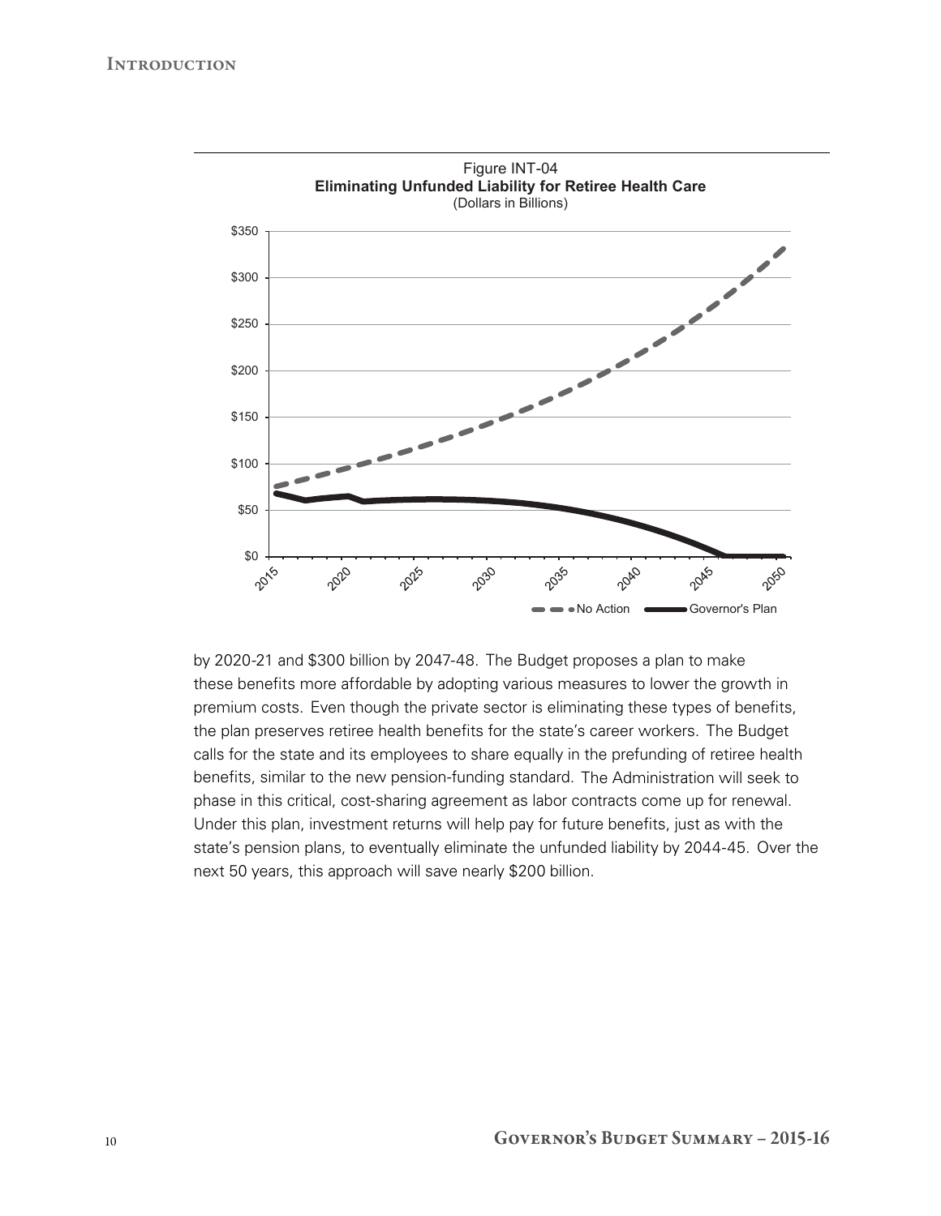Figure INT-04
**Eliminating Unfunded Liability for Retiree Health Care**
(Dollars in Billions)

$350
$300
$250
$200
$150
$100
$50
$0

2015
2020
2025
2030
2035
2040
2045
2050

No Action
Governor's Plan

by 2020-21 and $300 billion by 2047-48. The Budget proposes a plan to make these benefits more affordable by adopting various measures to lower the growth in premium costs. Even though the private sector is eliminating these types of benefits, the plan preserves retiree health benefits for the state's career workers. The Budget calls for the state and its employees to share equally in the prefunding of retiree health benefits, similar to the new pension-funding standard. The Administration will seek to phase in this critical, cost-sharing agreement as labor contracts come up for renewal. Under this plan, investment returns will help pay for future benefits, just as with the state's pension plans, to eventually eliminate the unfunded liability by 2044-45. Over the next 50 years, this approach will save nearly $200 billion.